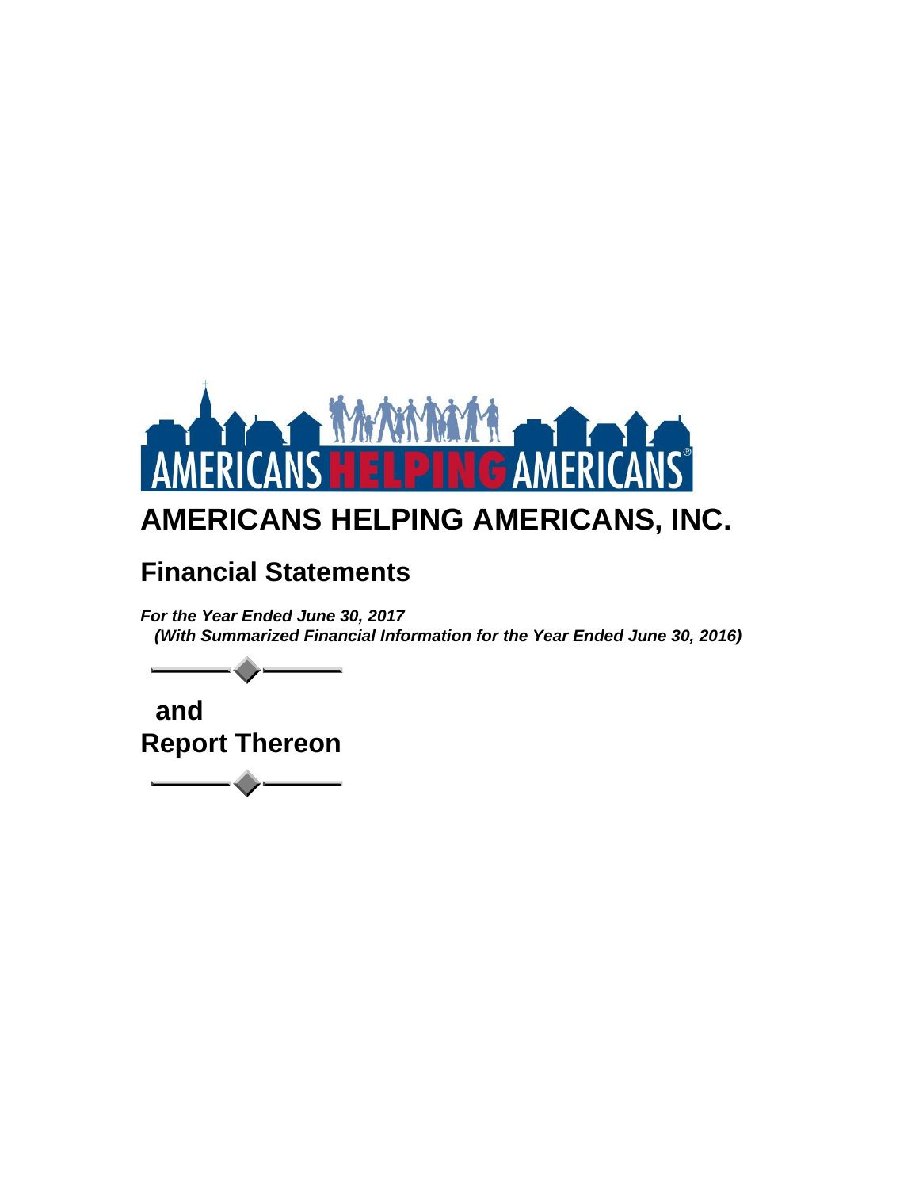# AMERICANS HELPING AMERICANS, INC.

## Financial Statements

***For the Year Ended June 30, 2017***
***(With Summarized Financial Information for the Year Ended June 30, 2016)***

## and
## Report Thereon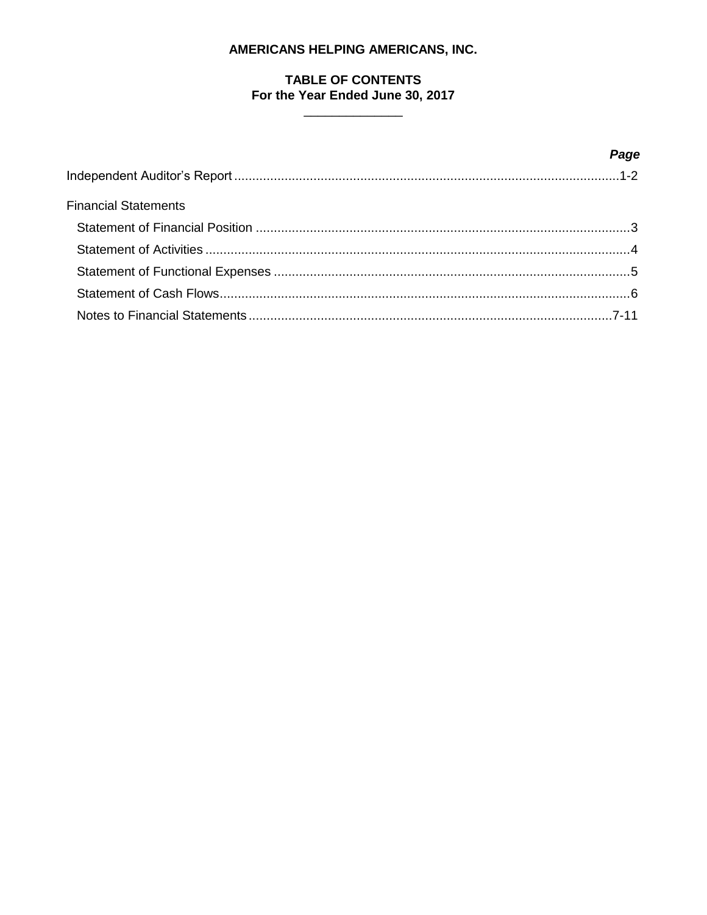**AMERICANS HELPING AMERICANS, INC.**

**TABLE OF CONTENTS**
**For the Year Ended June 30, 2017**

| | ***Page*** |
|---|---|
| Independent Auditor's Report | 1-2 |
| Financial Statements | |
| Statement of Financial Position | 3 |
| Statement of Activities | 4 |
| Statement of Functional Expenses | 5 |
| Statement of Cash Flows | 6 |
| Notes to Financial Statements | 7-11 |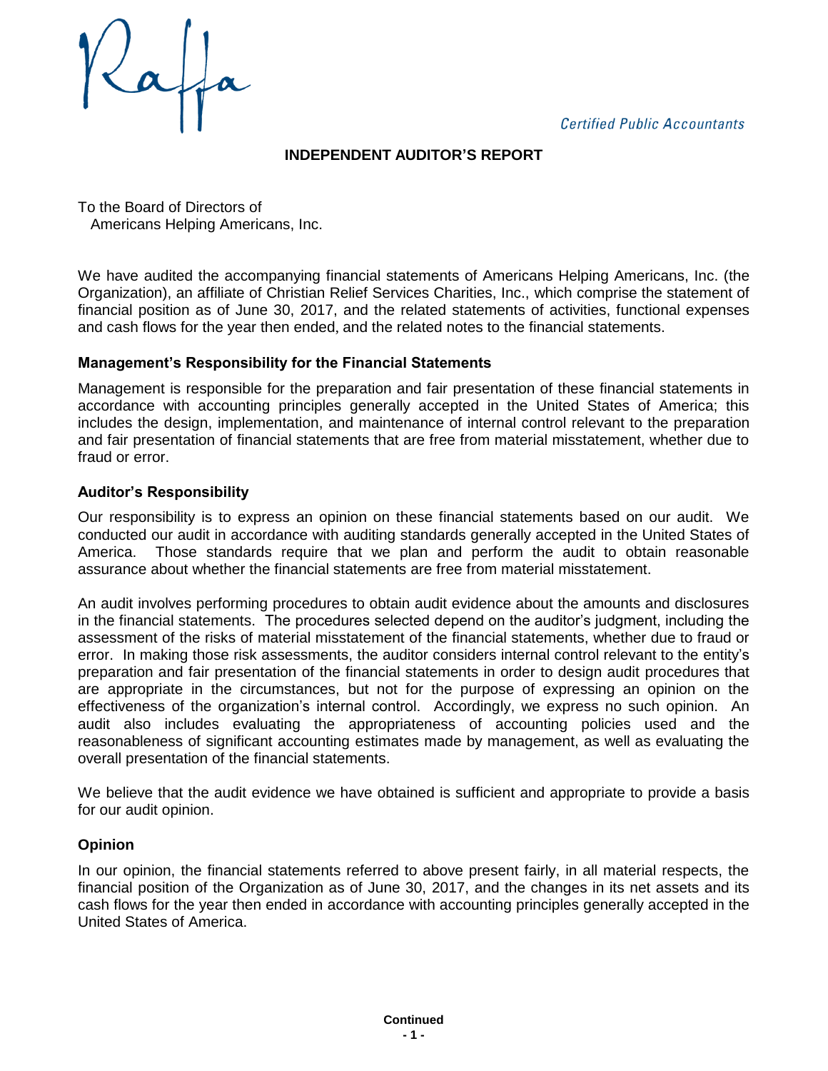Raffa

*Certified Public Accountants*

## INDEPENDENT AUDITOR'S REPORT

To the Board of Directors of
Americans Helping Americans, Inc.

We have audited the accompanying financial statements of Americans Helping Americans, Inc. (the Organization), an affiliate of Christian Relief Services Charities, Inc., which comprise the statement of financial position as of June 30, 2017, and the related statements of activities, functional expenses and cash flows for the year then ended, and the related notes to the financial statements.

### Management's Responsibility for the Financial Statements

Management is responsible for the preparation and fair presentation of these financial statements in accordance with accounting principles generally accepted in the United States of America; this includes the design, implementation, and maintenance of internal control relevant to the preparation and fair presentation of financial statements that are free from material misstatement, whether due to fraud or error.

### Auditor's Responsibility

Our responsibility is to express an opinion on these financial statements based on our audit. We conducted our audit in accordance with auditing standards generally accepted in the United States of America. Those standards require that we plan and perform the audit to obtain reasonable assurance about whether the financial statements are free from material misstatement.

An audit involves performing procedures to obtain audit evidence about the amounts and disclosures in the financial statements. The procedures selected depend on the auditor's judgment, including the assessment of the risks of material misstatement of the financial statements, whether due to fraud or error. In making those risk assessments, the auditor considers internal control relevant to the entity's preparation and fair presentation of the financial statements in order to design audit procedures that are appropriate in the circumstances, but not for the purpose of expressing an opinion on the effectiveness of the organization's internal control. Accordingly, we express no such opinion. An audit also includes evaluating the appropriateness of accounting policies used and the reasonableness of significant accounting estimates made by management, as well as evaluating the overall presentation of the financial statements.

We believe that the audit evidence we have obtained is sufficient and appropriate to provide a basis for our audit opinion.

### Opinion

In our opinion, the financial statements referred to above present fairly, in all material respects, the financial position of the Organization as of June 30, 2017, and the changes in its net assets and its cash flows for the year then ended in accordance with accounting principles generally accepted in the United States of America.

**Continued**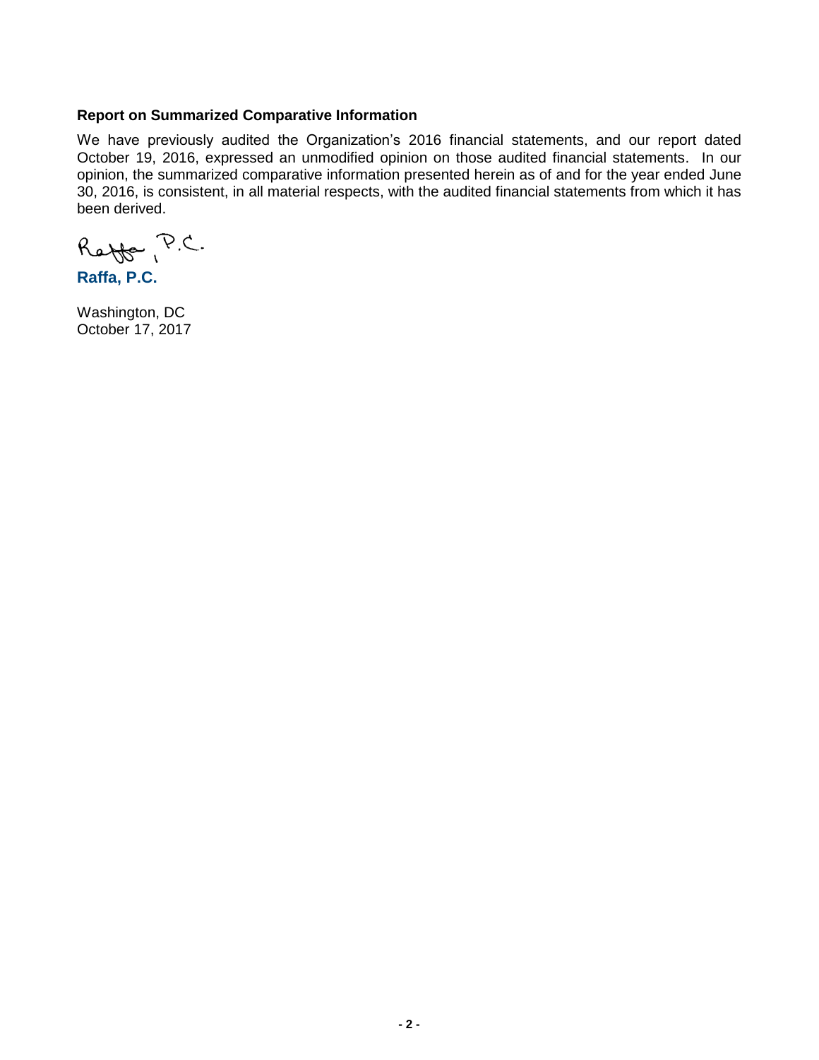**Report on Summarized Comparative Information**

We have previously audited the Organization's 2016 financial statements, and our report dated October 19, 2016, expressed an unmodified opinion on those audited financial statements. In our opinion, the summarized comparative information presented herein as of and for the year ended June 30, 2016, is consistent, in all material respects, with the audited financial statements from which it has been derived.

Raffa, P.C.

**Raffa, P.C.**

Washington, DC
October 17, 2017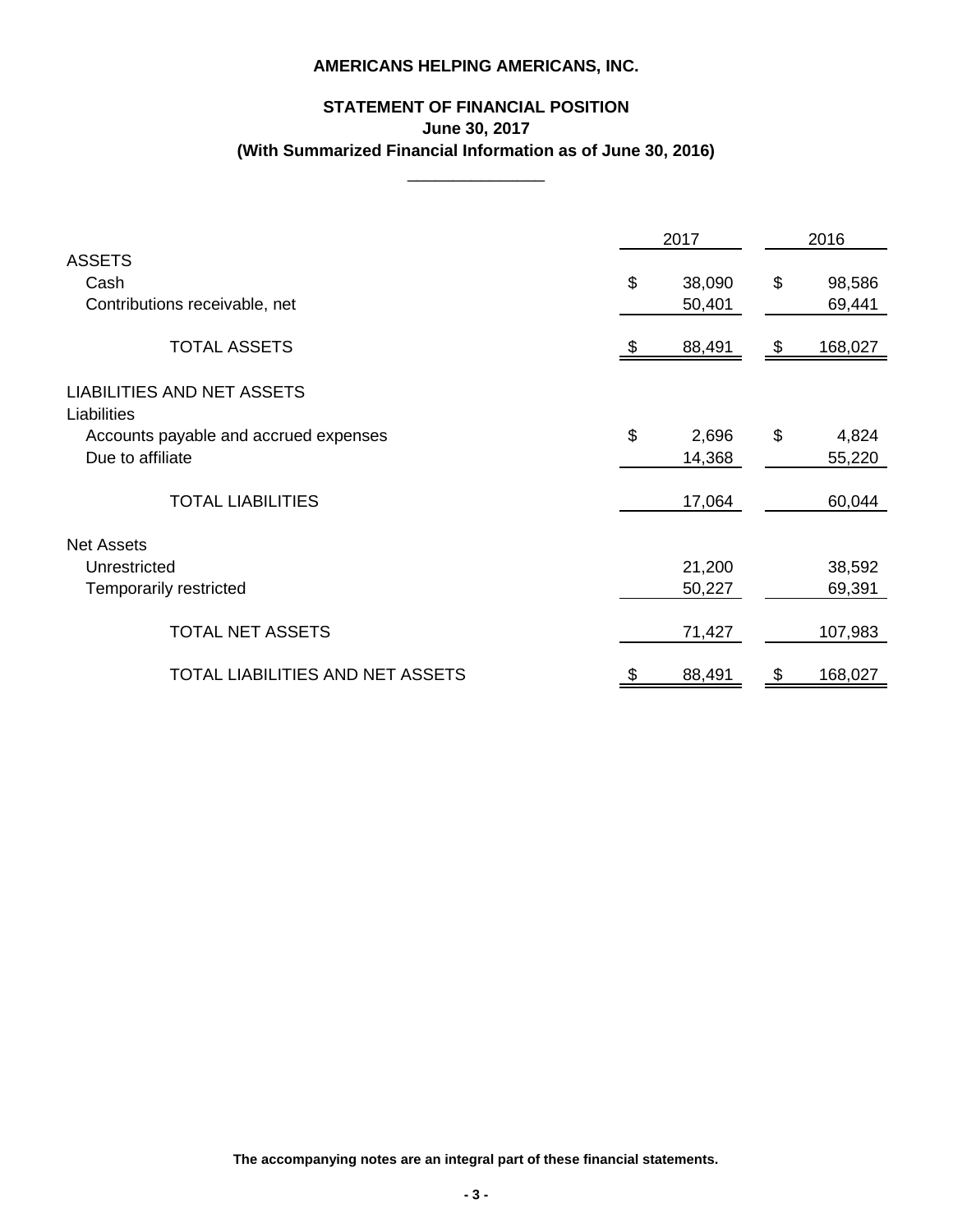**AMERICANS HELPING AMERICANS, INC.**

**STATEMENT OF FINANCIAL POSITION**
**June 30, 2017**
**(With Summarized Financial Information as of June 30, 2016)**

| | 2017 | 2016 |
|---|---|---|
| **ASSETS** | | |
| Cash | $ 38,090 | $ 98,586 |
| Contributions receivable, net | 50,401 | 69,441 |
| TOTAL ASSETS | $ 88,491 | $ 168,027 |
| **LIABILITIES AND NET ASSETS** | | |
| Liabilities | | |
| Accounts payable and accrued expenses | $ 2,696 | $ 4,824 |
| Due to affiliate | 14,368 | 55,220 |
| TOTAL LIABILITIES | 17,064 | 60,044 |
| Net Assets | | |
| Unrestricted | 21,200 | 38,592 |
| Temporarily restricted | 50,227 | 69,391 |
| TOTAL NET ASSETS | 71,427 | 107,983 |
| TOTAL LIABILITIES AND NET ASSETS | $ 88,491 | $ 168,027 |

**The accompanying notes are an integral part of these financial statements.**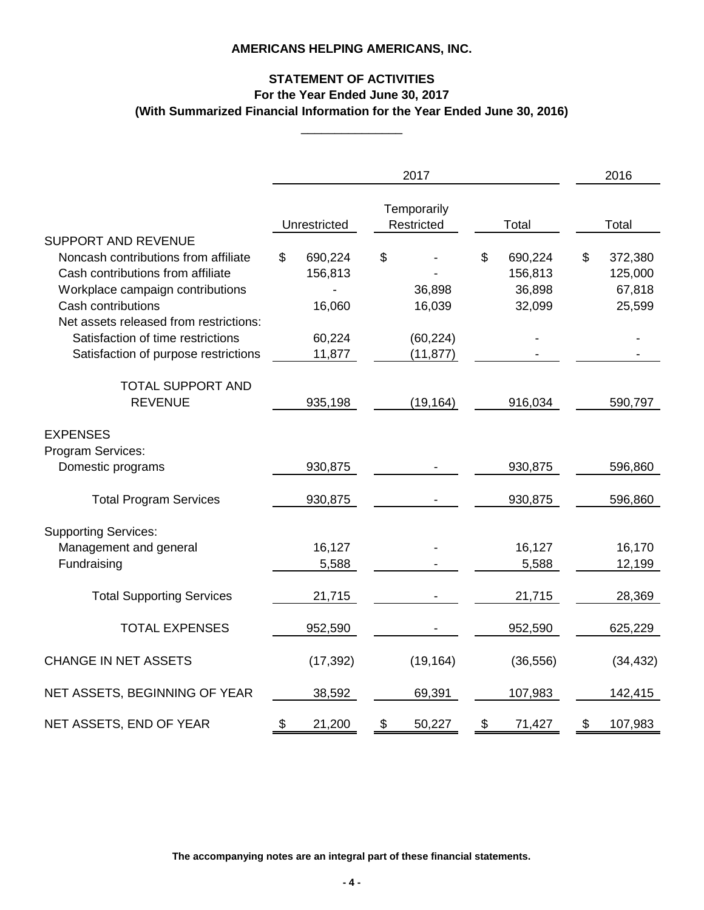# AMERICANS HELPING AMERICANS, INC.

## STATEMENT OF ACTIVITIES
### For the Year Ended June 30, 2017
### (With Summarized Financial Information for the Year Ended June 30, 2016)

| | 2017 | | | 2016 |
|---|---|---|---|---|
| | Unrestricted | Temporarily Restricted | Total | Total |
| **SUPPORT AND REVENUE** | | | | |
| Noncash contributions from affiliate | $ 690,224 | $ - | $ 690,224 | $ 372,380 |
| Cash contributions from affiliate | 156,813 | - | 156,813 | 125,000 |
| Workplace campaign contributions | - | 36,898 | 36,898 | 67,818 |
| Cash contributions | 16,060 | 16,039 | 32,099 | 25,599 |
| Net assets released from restrictions: | | | | |
| Satisfaction of time restrictions | 60,224 | (60,224) | - | - |
| Satisfaction of purpose restrictions | 11,877 | (11,877) | - | - |
| TOTAL SUPPORT AND REVENUE | 935,198 | (19,164) | 916,034 | 590,797 |
| **EXPENSES** | | | | |
| Program Services: | | | | |
| Domestic programs | 930,875 | - | 930,875 | 596,860 |
| Total Program Services | 930,875 | - | 930,875 | 596,860 |
| Supporting Services: | | | | |
| Management and general | 16,127 | - | 16,127 | 16,170 |
| Fundraising | 5,588 | - | 5,588 | 12,199 |
| Total Supporting Services | 21,715 | - | 21,715 | 28,369 |
| TOTAL EXPENSES | 952,590 | - | 952,590 | 625,229 |
| CHANGE IN NET ASSETS | (17,392) | (19,164) | (36,556) | (34,432) |
| NET ASSETS, BEGINNING OF YEAR | 38,592 | 69,391 | 107,983 | 142,415 |
| NET ASSETS, END OF YEAR | $ 21,200 | $ 50,227 | $ 71,427 | $ 107,983 |

**The accompanying notes are an integral part of these financial statements.**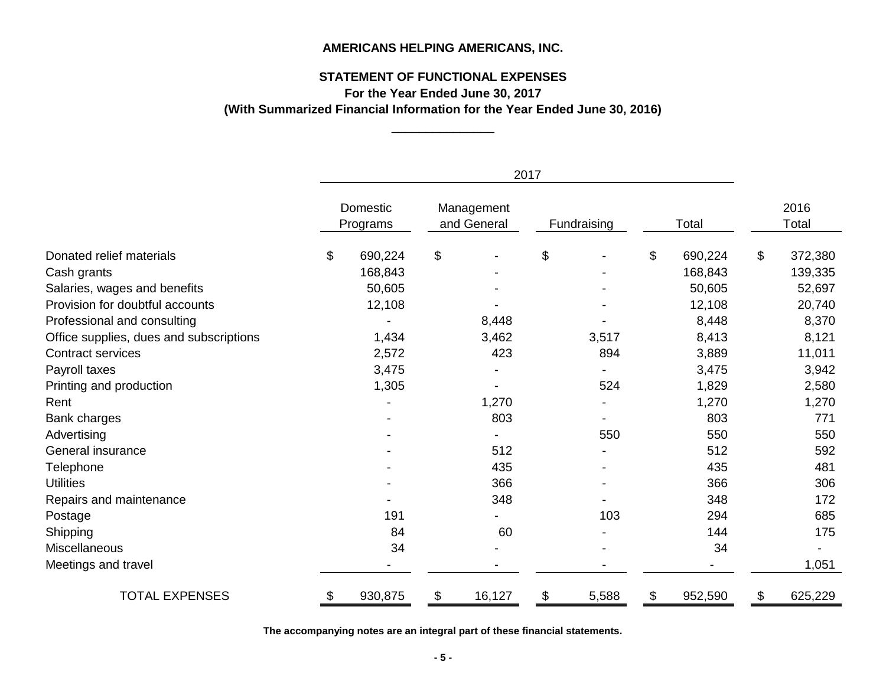**AMERICANS HELPING AMERICANS, INC.**

**STATEMENT OF FUNCTIONAL EXPENSES**
**For the Year Ended June 30, 2017**
**(With Summarized Financial Information for the Year Ended June 30, 2016)**

| | 2017 | | | | |
|---|---|---|---|---|---|
| | Domestic Programs | Management and General | Fundraising | Total | 2016 Total |
| Donated relief materials | $ 690,224 | $ - | $ - | $ 690,224 | $ 372,380 |
| Cash grants | 168,843 | - | - | 168,843 | 139,335 |
| Salaries, wages and benefits | 50,605 | - | - | 50,605 | 52,697 |
| Provision for doubtful accounts | 12,108 | - | - | 12,108 | 20,740 |
| Professional and consulting | - | 8,448 | - | 8,448 | 8,370 |
| Office supplies, dues and subscriptions | 1,434 | 3,462 | 3,517 | 8,413 | 8,121 |
| Contract services | 2,572 | 423 | 894 | 3,889 | 11,011 |
| Payroll taxes | 3,475 | - | - | 3,475 | 3,942 |
| Printing and production | 1,305 | - | 524 | 1,829 | 2,580 |
| Rent | - | 1,270 | - | 1,270 | 1,270 |
| Bank charges | - | 803 | - | 803 | 771 |
| Advertising | - | - | 550 | 550 | 550 |
| General insurance | - | 512 | - | 512 | 592 |
| Telephone | - | 435 | - | 435 | 481 |
| Utilities | - | 366 | - | 366 | 306 |
| Repairs and maintenance | - | 348 | - | 348 | 172 |
| Postage | 191 | - | 103 | 294 | 685 |
| Shipping | 84 | 60 | - | 144 | 175 |
| Miscellaneous | 34 | - | - | 34 | - |
| Meetings and travel | - | - | - | - | 1,051 |
| TOTAL EXPENSES | $ 930,875 | $ 16,127 | $ 5,588 | $ 952,590 | $ 625,229 |

**The accompanying notes are an integral part of these financial statements.**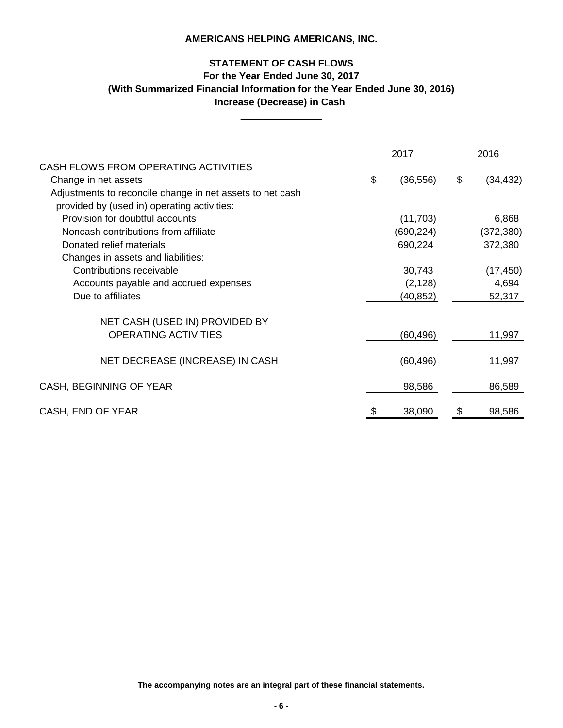**AMERICANS HELPING AMERICANS, INC.**

**STATEMENT OF CASH FLOWS**
**For the Year Ended June 30, 2017**
**(With Summarized Financial Information for the Year Ended June 30, 2016)**
**Increase (Decrease) in Cash**

| | 2017 | 2016 |
|---|---|---|
| CASH FLOWS FROM OPERATING ACTIVITIES | | |
| Change in net assets | $ (36,556) | $ (34,432) |
| Adjustments to reconcile change in net assets to net cash provided by (used in) operating activities: | | |
| Provision for doubtful accounts | (11,703) | 6,868 |
| Noncash contributions from affiliate | (690,224) | (372,380) |
| Donated relief materials | 690,224 | 372,380 |
| Changes in assets and liabilities: | | |
| Contributions receivable | 30,743 | (17,450) |
| Accounts payable and accrued expenses | (2,128) | 4,694 |
| Due to affiliates | (40,852) | 52,317 |
| NET CASH (USED IN) PROVIDED BY OPERATING ACTIVITIES | (60,496) | 11,997 |
| NET DECREASE (INCREASE) IN CASH | (60,496) | 11,997 |
| CASH, BEGINNING OF YEAR | 98,586 | 86,589 |
| CASH, END OF YEAR | $ 38,090 | $ 98,586 |

**The accompanying notes are an integral part of these financial statements.**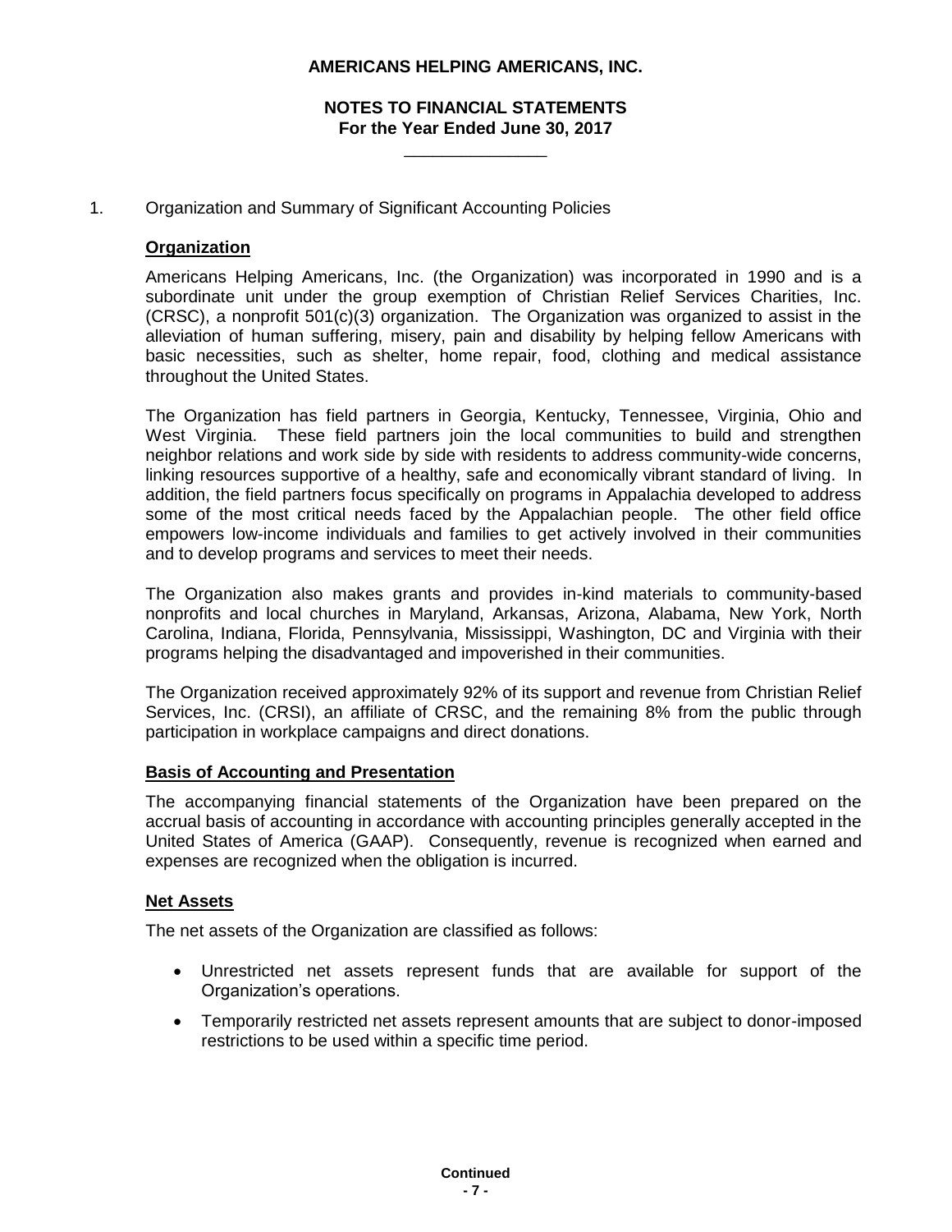**AMERICANS HELPING AMERICANS, INC.**

**NOTES TO FINANCIAL STATEMENTS**
**For the Year Ended June 30, 2017**

1. Organization and Summary of Significant Accounting Policies

**Organization**

Americans Helping Americans, Inc. (the Organization) was incorporated in 1990 and is a subordinate unit under the group exemption of Christian Relief Services Charities, Inc. (CRSC), a nonprofit 501(c)(3) organization. The Organization was organized to assist in the alleviation of human suffering, misery, pain and disability by helping fellow Americans with basic necessities, such as shelter, home repair, food, clothing and medical assistance throughout the United States.

The Organization has field partners in Georgia, Kentucky, Tennessee, Virginia, Ohio and West Virginia. These field partners join the local communities to build and strengthen neighbor relations and work side by side with residents to address community-wide concerns, linking resources supportive of a healthy, safe and economically vibrant standard of living. In addition, the field partners focus specifically on programs in Appalachia developed to address some of the most critical needs faced by the Appalachian people. The other field office empowers low-income individuals and families to get actively involved in their communities and to develop programs and services to meet their needs.

The Organization also makes grants and provides in-kind materials to community-based nonprofits and local churches in Maryland, Arkansas, Arizona, Alabama, New York, North Carolina, Indiana, Florida, Pennsylvania, Mississippi, Washington, DC and Virginia with their programs helping the disadvantaged and impoverished in their communities.

The Organization received approximately 92% of its support and revenue from Christian Relief Services, Inc. (CRSI), an affiliate of CRSC, and the remaining 8% from the public through participation in workplace campaigns and direct donations.

**Basis of Accounting and Presentation**

The accompanying financial statements of the Organization have been prepared on the accrual basis of accounting in accordance with accounting principles generally accepted in the United States of America (GAAP). Consequently, revenue is recognized when earned and expenses are recognized when the obligation is incurred.

**Net Assets**

The net assets of the Organization are classified as follows:

- Unrestricted net assets represent funds that are available for support of the Organization's operations.
- Temporarily restricted net assets represent amounts that are subject to donor-imposed restrictions to be used within a specific time period.

**Continued**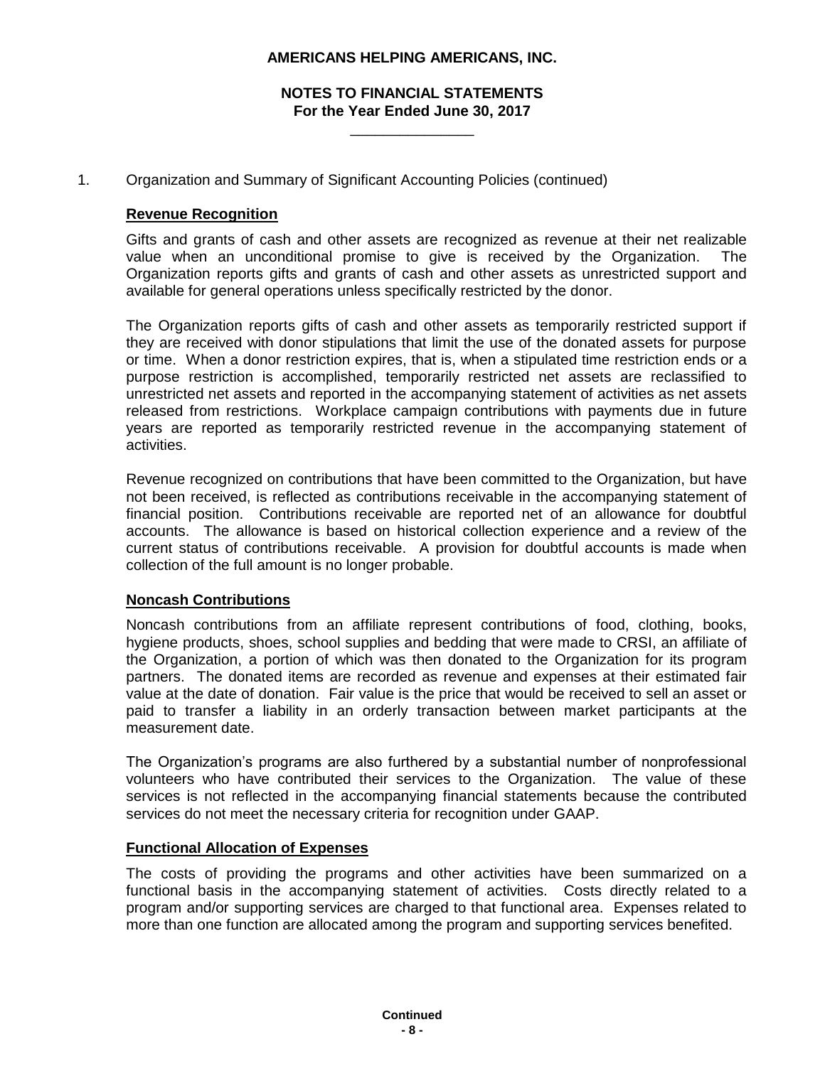1. Organization and Summary of Significant Accounting Policies (continued)

**Revenue Recognition**

Gifts and grants of cash and other assets are recognized as revenue at their net realizable value when an unconditional promise to give is received by the Organization. The Organization reports gifts and grants of cash and other assets as unrestricted support and available for general operations unless specifically restricted by the donor.

The Organization reports gifts of cash and other assets as temporarily restricted support if they are received with donor stipulations that limit the use of the donated assets for purpose or time. When a donor restriction expires, that is, when a stipulated time restriction ends or a purpose restriction is accomplished, temporarily restricted net assets are reclassified to unrestricted net assets and reported in the accompanying statement of activities as net assets released from restrictions. Workplace campaign contributions with payments due in future years are reported as temporarily restricted revenue in the accompanying statement of activities.

Revenue recognized on contributions that have been committed to the Organization, but have not been received, is reflected as contributions receivable in the accompanying statement of financial position. Contributions receivable are reported net of an allowance for doubtful accounts. The allowance is based on historical collection experience and a review of the current status of contributions receivable. A provision for doubtful accounts is made when collection of the full amount is no longer probable.

**Noncash Contributions**

Noncash contributions from an affiliate represent contributions of food, clothing, books, hygiene products, shoes, school supplies and bedding that were made to CRSI, an affiliate of the Organization, a portion of which was then donated to the Organization for its program partners. The donated items are recorded as revenue and expenses at their estimated fair value at the date of donation. Fair value is the price that would be received to sell an asset or paid to transfer a liability in an orderly transaction between market participants at the measurement date.

The Organization's programs are also furthered by a substantial number of nonprofessional volunteers who have contributed their services to the Organization. The value of these services is not reflected in the accompanying financial statements because the contributed services do not meet the necessary criteria for recognition under GAAP.

**Functional Allocation of Expenses**

The costs of providing the programs and other activities have been summarized on a functional basis in the accompanying statement of activities. Costs directly related to a program and/or supporting services are charged to that functional area. Expenses related to more than one function are allocated among the program and supporting services benefited.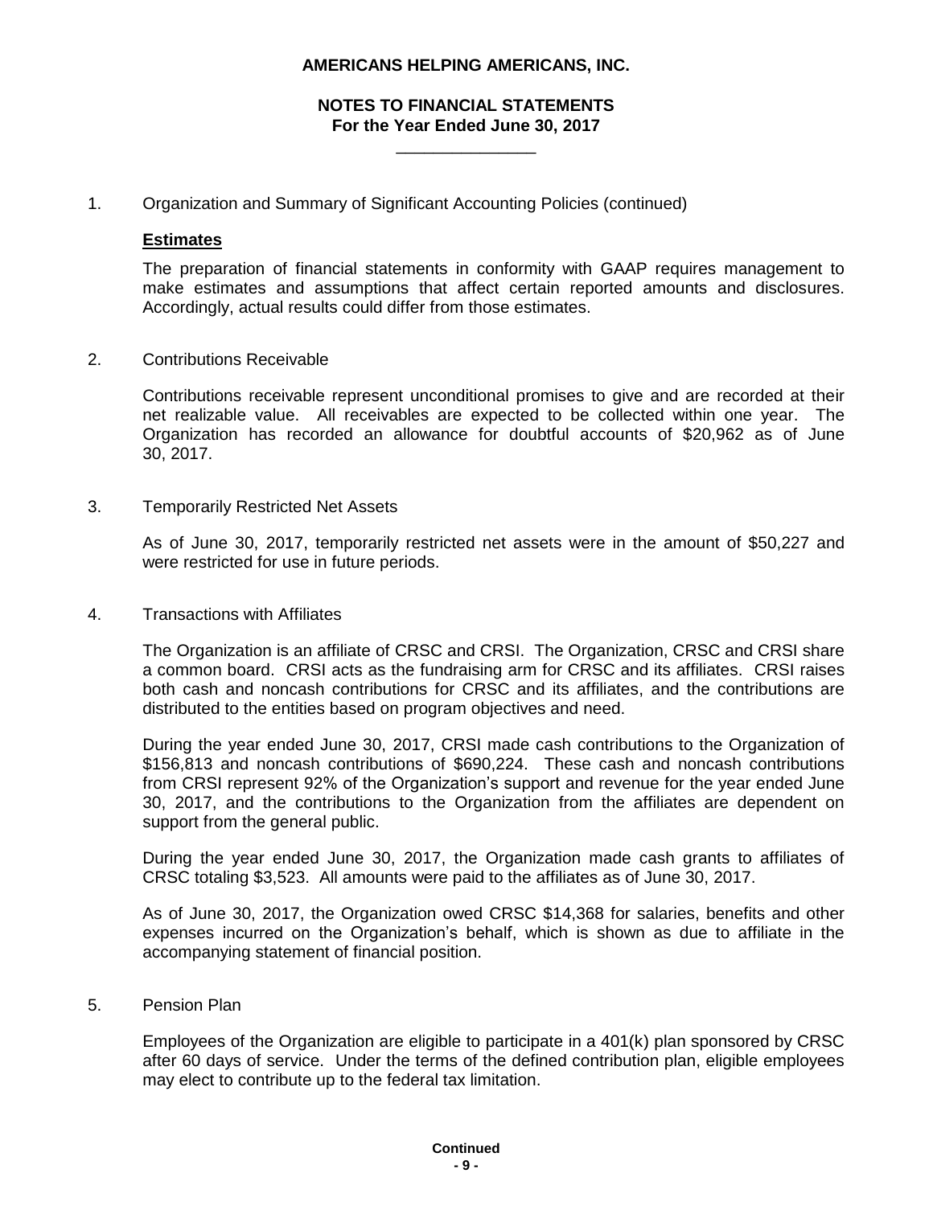**AMERICANS HELPING AMERICANS, INC.**

**NOTES TO FINANCIAL STATEMENTS**
**For the Year Ended June 30, 2017**

1. Organization and Summary of Significant Accounting Policies (continued)

**Estimates**

The preparation of financial statements in conformity with GAAP requires management to make estimates and assumptions that affect certain reported amounts and disclosures. Accordingly, actual results could differ from those estimates.

2. Contributions Receivable

Contributions receivable represent unconditional promises to give and are recorded at their net realizable value. All receivables are expected to be collected within one year. The Organization has recorded an allowance for doubtful accounts of $20,962 as of June 30, 2017.

3. Temporarily Restricted Net Assets

As of June 30, 2017, temporarily restricted net assets were in the amount of $50,227 and were restricted for use in future periods.

4. Transactions with Affiliates

The Organization is an affiliate of CRSC and CRSI. The Organization, CRSC and CRSI share a common board. CRSI acts as the fundraising arm for CRSC and its affiliates. CRSI raises both cash and noncash contributions for CRSC and its affiliates, and the contributions are distributed to the entities based on program objectives and need.

During the year ended June 30, 2017, CRSI made cash contributions to the Organization of $156,813 and noncash contributions of $690,224. These cash and noncash contributions from CRSI represent 92% of the Organization's support and revenue for the year ended June 30, 2017, and the contributions to the Organization from the affiliates are dependent on support from the general public.

During the year ended June 30, 2017, the Organization made cash grants to affiliates of CRSC totaling $3,523. All amounts were paid to the affiliates as of June 30, 2017.

As of June 30, 2017, the Organization owed CRSC $14,368 for salaries, benefits and other expenses incurred on the Organization's behalf, which is shown as due to affiliate in the accompanying statement of financial position.

5. Pension Plan

Employees of the Organization are eligible to participate in a 401(k) plan sponsored by CRSC after 60 days of service. Under the terms of the defined contribution plan, eligible employees may elect to contribute up to the federal tax limitation.

**Continued**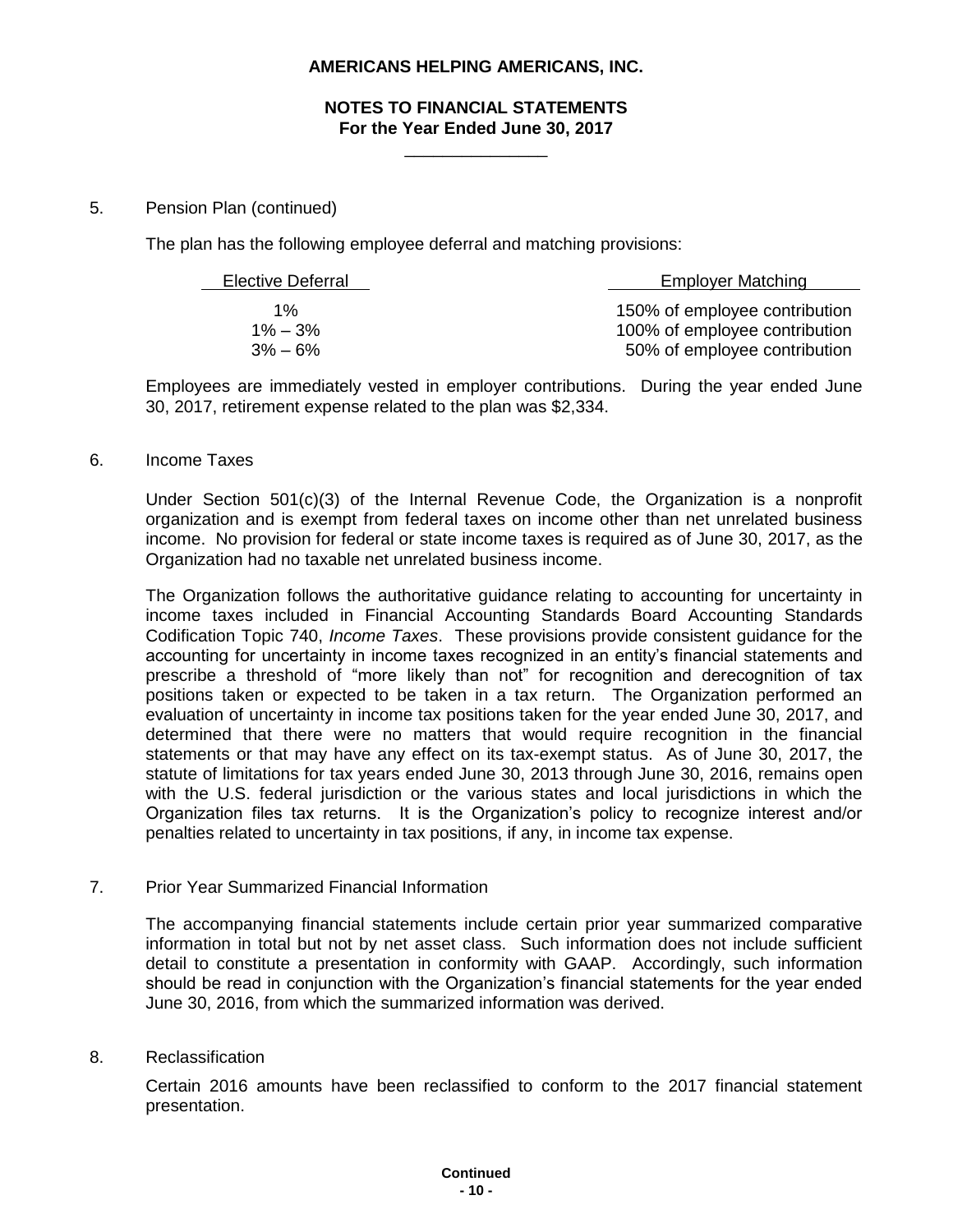5. Pension Plan (continued)

The plan has the following employee deferral and matching provisions:

| Elective Deferral | Employer Matching |
|---|---|
| 1% | 150% of employee contribution |
| 1% – 3% | 100% of employee contribution |
| 3% – 6% | 50% of employee contribution |

Employees are immediately vested in employer contributions. During the year ended June 30, 2017, retirement expense related to the plan was $2,334.

6. Income Taxes

Under Section 501(c)(3) of the Internal Revenue Code, the Organization is a nonprofit organization and is exempt from federal taxes on income other than net unrelated business income. No provision for federal or state income taxes is required as of June 30, 2017, as the Organization had no taxable net unrelated business income.

The Organization follows the authoritative guidance relating to accounting for uncertainty in income taxes included in Financial Accounting Standards Board Accounting Standards Codification Topic 740, *Income Taxes*. These provisions provide consistent guidance for the accounting for uncertainty in income taxes recognized in an entity's financial statements and prescribe a threshold of "more likely than not" for recognition and derecognition of tax positions taken or expected to be taken in a tax return. The Organization performed an evaluation of uncertainty in income tax positions taken for the year ended June 30, 2017, and determined that there were no matters that would require recognition in the financial statements or that may have any effect on its tax-exempt status. As of June 30, 2017, the statute of limitations for tax years ended June 30, 2013 through June 30, 2016, remains open with the U.S. federal jurisdiction or the various states and local jurisdictions in which the Organization files tax returns. It is the Organization's policy to recognize interest and/or penalties related to uncertainty in tax positions, if any, in income tax expense.

7. Prior Year Summarized Financial Information

The accompanying financial statements include certain prior year summarized comparative information in total but not by net asset class. Such information does not include sufficient detail to constitute a presentation in conformity with GAAP. Accordingly, such information should be read in conjunction with the Organization's financial statements for the year ended June 30, 2016, from which the summarized information was derived.

8. Reclassification

Certain 2016 amounts have been reclassified to conform to the 2017 financial statement presentation.

**Continued**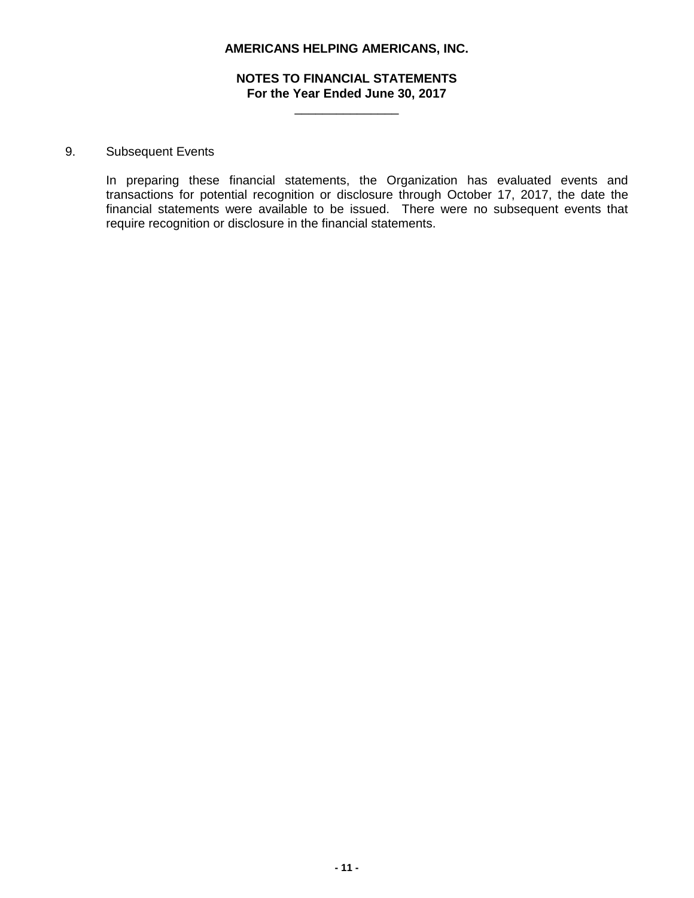# AMERICANS HELPING AMERICANS, INC.

## NOTES TO FINANCIAL STATEMENTS
### For the Year Ended June 30, 2017

9. Subsequent Events

In preparing these financial statements, the Organization has evaluated events and transactions for potential recognition or disclosure through October 17, 2017, the date the financial statements were available to be issued. There were no subsequent events that require recognition or disclosure in the financial statements.